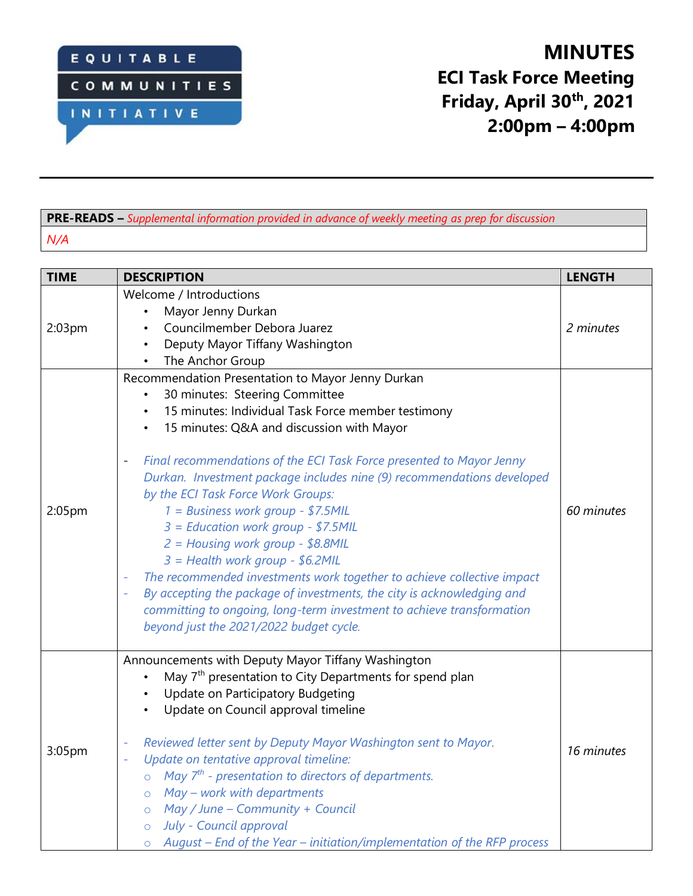EQUITABLE COMMUNITIES INITIATIVE

# MINUTES
## ECI Task Force Meeting
## Friday, April 30th, 2021
## 2:00pm – 4:00pm

| **PRE-READS –** *Supplemental information provided in advance of weekly meeting as prep for discussion* |
| --- |
| *N/A* |

| TIME | DESCRIPTION | LENGTH |
| --- | --- | --- |
| 2:03pm | Welcome / Introductions<br>• Mayor Jenny Durkan<br>• Councilmember Debora Juarez<br>• Deputy Mayor Tiffany Washington<br>• The Anchor Group | *2 minutes* |
| 2:05pm | Recommendation Presentation to Mayor Jenny Durkan<br>• 30 minutes: Steering Committee<br>• 15 minutes: Individual Task Force member testimony<br>• 15 minutes: Q&A and discussion with Mayor<br><br>- *Final recommendations of the ECI Task Force presented to Mayor Jenny Durkan. Investment package includes nine (9) recommendations developed by the ECI Task Force Work Groups:*<br>*1 = Business work group - $7.5MIL*<br>*3 = Education work group - $7.5MIL*<br>*2 = Housing work group - $8.8MIL*<br>*3 = Health work group - $6.2MIL*<br>- *The recommended investments work together to achieve collective impact*<br>- *By accepting the package of investments, the city is acknowledging and committing to ongoing, long-term investment to achieve transformation beyond just the 2021/2022 budget cycle.* | *60 minutes* |
| 3:05pm | Announcements with Deputy Mayor Tiffany Washington<br>• May 7th presentation to City Departments for spend plan<br>• Update on Participatory Budgeting<br>• Update on Council approval timeline<br><br>- *Reviewed letter sent by Deputy Mayor Washington sent to Mayor.*<br>- *Update on tentative approval timeline:*<br>○ *May 7th - presentation to directors of departments.*<br>○ *May – work with departments*<br>○ *May / June – Community + Council*<br>○ *July - Council approval*<br>○ *August – End of the Year – initiation/implementation of the RFP process* | *16 minutes* |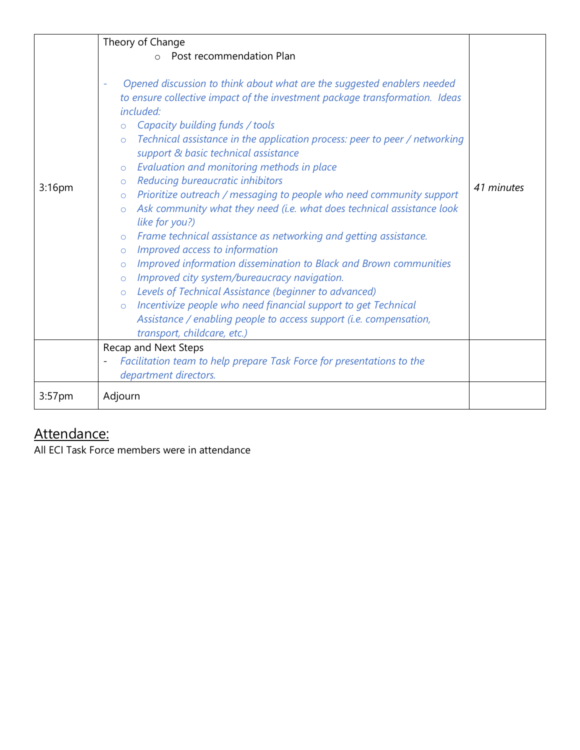| | | |
|---|---|---|
| 3:16pm | Theory of Change<br>○ Post recommendation Plan<br><br>- *Opened discussion to think about what are the suggested enablers needed to ensure collective impact of the investment package transformation. Ideas included:*<br>○ *Capacity building funds / tools*<br>○ *Technical assistance in the application process: peer to peer / networking support & basic technical assistance*<br>○ *Evaluation and monitoring methods in place*<br>○ *Reducing bureaucratic inhibitors*<br>○ *Prioritize outreach / messaging to people who need community support*<br>○ *Ask community what they need (i.e. what does technical assistance look like for you?)*<br>○ *Frame technical assistance as networking and getting assistance.*<br>○ *Improved access to information*<br>○ *Improved information dissemination to Black and Brown communities*<br>○ *Improved city system/bureaucracy navigation.*<br>○ *Levels of Technical Assistance (beginner to advanced)*<br>○ *Incentivize people who need financial support to get Technical Assistance / enabling people to access support (i.e. compensation, transport, childcare, etc.)* | *41 minutes* |
| | Recap and Next Steps<br>- *Facilitation team to help prepare Task Force for presentations to the department directors.* | |
| 3:57pm | Adjourn | |

## Attendance:

All ECI Task Force members were in attendance